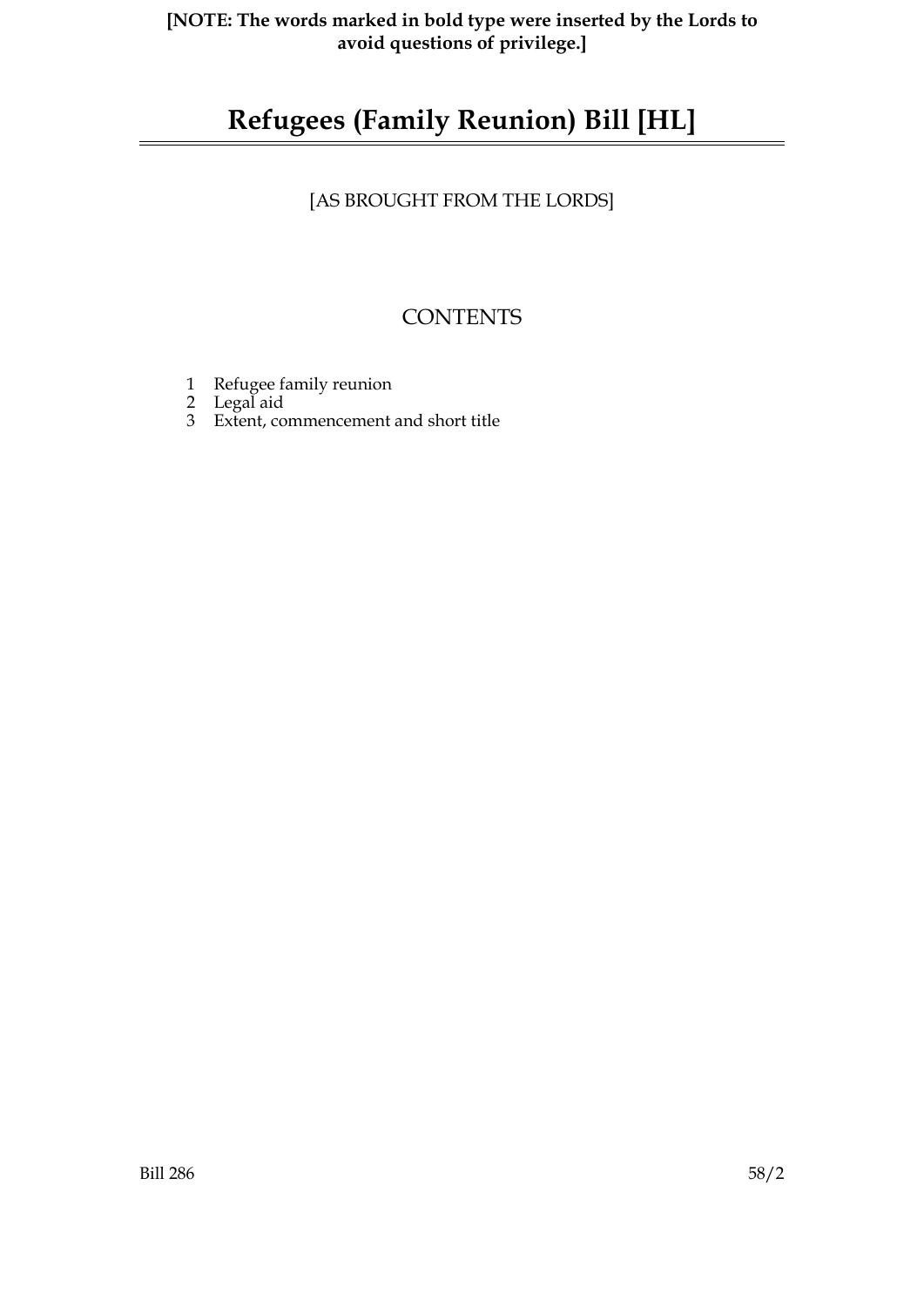**[NOTE: The words marked in bold type were inserted by the Lords to avoid questions of privilege.]**

# Refugees (Family Reunion) Bill [HL]

[AS BROUGHT FROM THE LORDS]

## CONTENTS

1 Refugee family reunion
2 Legal aid
3 Extent, commencement and short title

Bill 286 58/2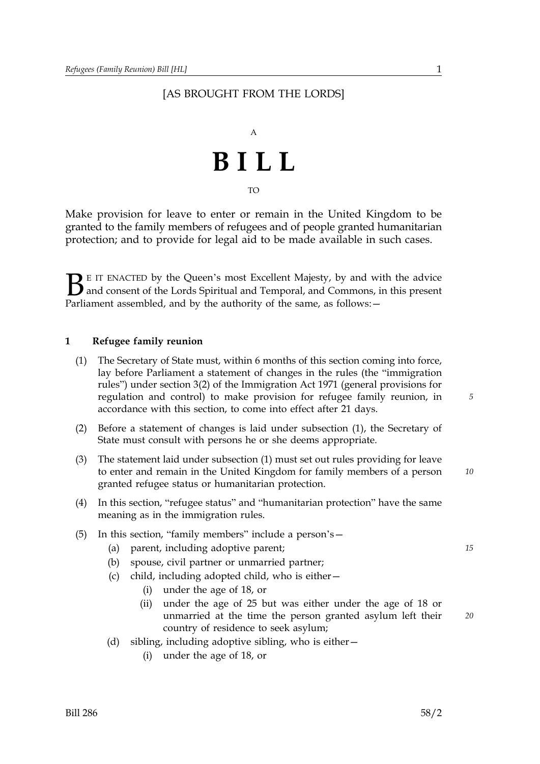[AS BROUGHT FROM THE LORDS]

A

# BILL

TO

Make provision for leave to enter or remain in the United Kingdom to be granted to the family members of refugees and of people granted humanitarian protection; and to provide for legal aid to be made available in such cases.

BE IT ENACTED by the Queen's most Excellent Majesty, by and with the advice and consent of the Lords Spiritual and Temporal, and Commons, in this present Parliament assembled, and by the authority of the same, as follows:—

## 1 Refugee family reunion

(1) The Secretary of State must, within 6 months of this section coming into force, lay before Parliament a statement of changes in the rules (the "immigration rules") under section 3(2) of the Immigration Act 1971 (general provisions for regulation and control) to make provision for refugee family reunion, in accordance with this section, to come into effect after 21 days.

(2) Before a statement of changes is laid under subsection (1), the Secretary of State must consult with persons he or she deems appropriate.

(3) The statement laid under subsection (1) must set out rules providing for leave to enter and remain in the United Kingdom for family members of a person granted refugee status or humanitarian protection.

(4) In this section, "refugee status" and "humanitarian protection" have the same meaning as in the immigration rules.

(5) In this section, "family members" include a person's—

- (a) parent, including adoptive parent;
- (b) spouse, civil partner or unmarried partner;
- (c) child, including adopted child, who is either—
  - (i) under the age of 18, or
  - (ii) under the age of 25 but was either under the age of 18 or unmarried at the time the person granted asylum left their country of residence to seek asylum;
- (d) sibling, including adoptive sibling, who is either—
  - (i) under the age of 18, or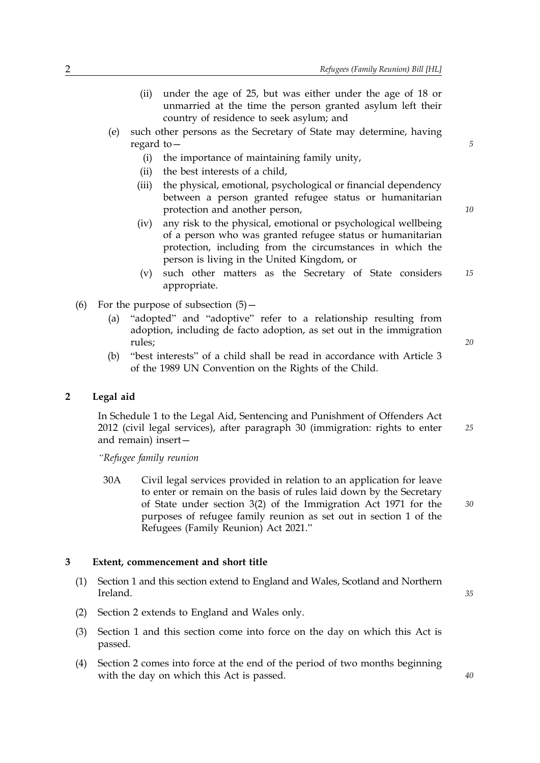- (ii) under the age of 25, but was either under the age of 18 or unmarried at the time the person granted asylum left their country of residence to seek asylum; and

 - (e) such other persons as the Secretary of State may determine, having regard to—
   - (i) the importance of maintaining family unity,
   - (ii) the best interests of a child,
   - (iii) the physical, emotional, psychological or financial dependency between a person granted refugee status or humanitarian protection and another person,
   - (iv) any risk to the physical, emotional or psychological wellbeing of a person who was granted refugee status or humanitarian protection, including from the circumstances in which the person is living in the United Kingdom, or
   - (v) such other matters as the Secretary of State considers appropriate.

(6) For the purpose of subsection (5)—
 - (a) "adopted" and "adoptive" refer to a relationship resulting from adoption, including de facto adoption, as set out in the immigration rules;
 - (b) "best interests" of a child shall be read in accordance with Article 3 of the 1989 UN Convention on the Rights of the Child.

## 2 Legal aid

In Schedule 1 to the Legal Aid, Sentencing and Punishment of Offenders Act 2012 (civil legal services), after paragraph 30 (immigration: rights to enter and remain) insert—

*"Refugee family reunion*

30A Civil legal services provided in relation to an application for leave to enter or remain on the basis of rules laid down by the Secretary of State under section 3(2) of the Immigration Act 1971 for the purposes of refugee family reunion as set out in section 1 of the Refugees (Family Reunion) Act 2021."

## 3 Extent, commencement and short title

(1) Section 1 and this section extend to England and Wales, Scotland and Northern Ireland.

(2) Section 2 extends to England and Wales only.

(3) Section 1 and this section come into force on the day on which this Act is passed.

(4) Section 2 comes into force at the end of the period of two months beginning with the day on which this Act is passed.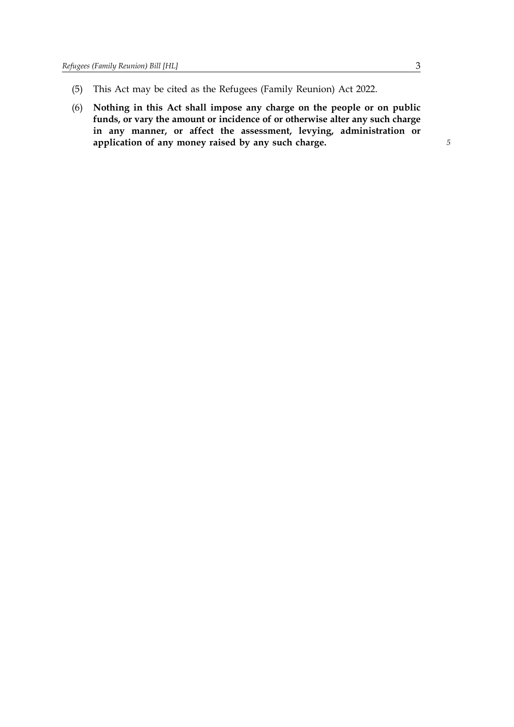(5) This Act may be cited as the Refugees (Family Reunion) Act 2022.

(6) **Nothing in this Act shall impose any charge on the people or on public funds, or vary the amount or incidence of or otherwise alter any such charge in any manner, or affect the assessment, levying, administration or application of any money raised by any such charge.**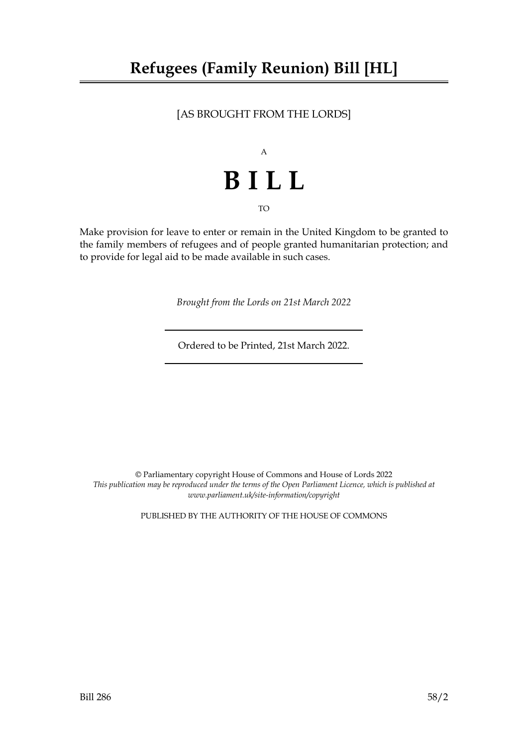# Refugees (Family Reunion) Bill [HL]

[AS BROUGHT FROM THE LORDS]

A

# B I L L

TO

Make provision for leave to enter or remain in the United Kingdom to be granted to the family members of refugees and of people granted humanitarian protection; and to provide for legal aid to be made available in such cases.

*Brought from the Lords on 21st March 2022*

Ordered to be Printed, 21st March 2022.

© Parliamentary copyright House of Commons and House of Lords 2022
*This publication may be reproduced under the terms of the Open Parliament Licence, which is published at www.parliament.uk/site-information/copyright*

PUBLISHED BY THE AUTHORITY OF THE HOUSE OF COMMONS

Bill 286 58/2